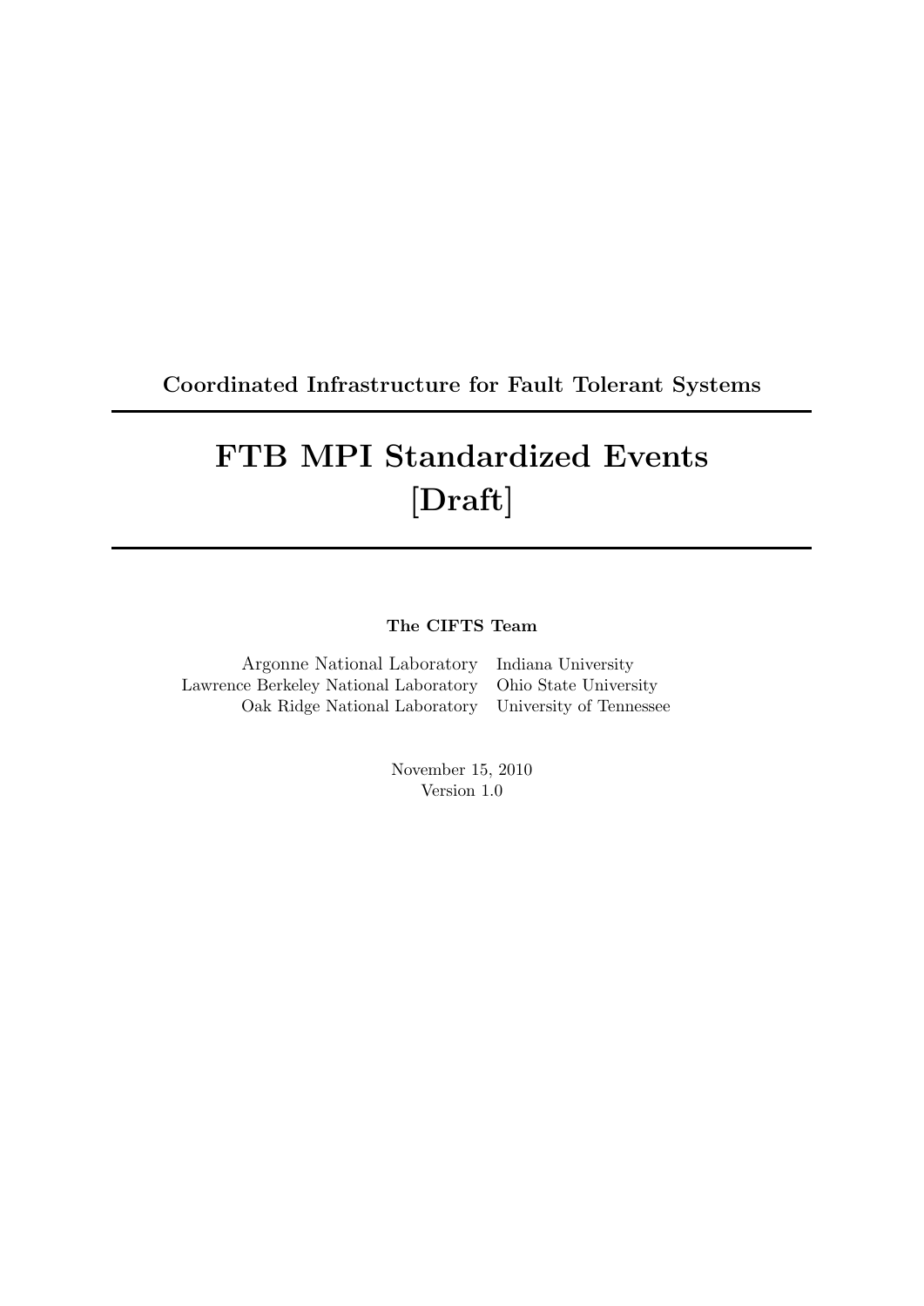**Coordinated Infrastructure for Fault Tolerant Systems**

---

# FTB MPI Standardized Events [Draft]

---

**The CIFTS Team**

| | |
|---|---|
| Argonne National Laboratory | Indiana University |
| Lawrence Berkeley National Laboratory | Ohio State University |
| Oak Ridge National Laboratory | University of Tennessee |

November 15, 2010
Version 1.0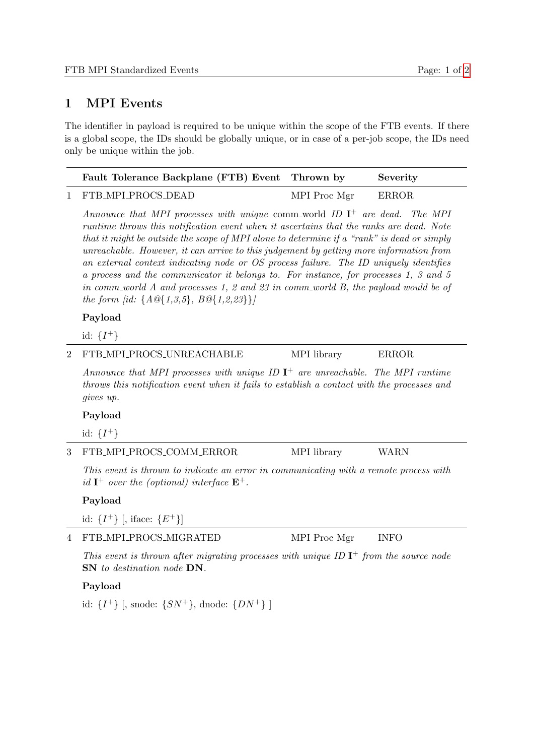# 1 MPI Events

The identifier in payload is required to be unique within the scope of the FTB events. If there is a global scope, the IDs should be globally unique, or in case of a per-job scope, the IDs need only be unique within the job.

| | Fault Tolerance Backplane (FTB) Event | Thrown by | Severity |
|---|---|---|---|
| 1 | FTB_MPI_PROCS_DEAD | MPI Proc Mgr | ERROR |

*Announce that MPI processes with unique* comm_world *ID* $\mathbf{I}^+$ *are dead. The MPI runtime throws this notification event when it ascertains that the ranks are dead. Note that it might be outside the scope of MPI alone to determine if a "rank" is dead or simply unreachable. However, it can arrive to this judgement by getting more information from an external context indicating node or OS process failure. The ID uniquely identifies a process and the communicator it belongs to. For instance, for processes 1, 3 and 5 in comm_world A and processes 1, 2 and 23 in comm_world B, the payload would be of the form [id: {A@{1,3,5}, B@{1,2,23}}]*

**Payload**

id: $\{I^+\}$

| | | | |
|---|---|---|---|
| 2 | FTB_MPI_PROCS_UNREACHABLE | MPI library | ERROR |

*Announce that MPI processes with unique ID* $\mathbf{I}^+$ *are unreachable. The MPI runtime throws this notification event when it fails to establish a contact with the processes and gives up.*

**Payload**

id: $\{I^+\}$

| | | | |
|---|---|---|---|
| 3 | FTB_MPI_PROCS_COMM_ERROR | MPI library | WARN |

*This event is thrown to indicate an error in communicating with a remote process with id* $\mathbf{I}^+$ *over the (optional) interface* $\mathbf{E}^+$*.*

**Payload**

id: $\{I^+\}$ [, iface: $\{E^+\}$]

| | | | |
|---|---|---|---|
| 4 | FTB_MPI_PROCS_MIGRATED | MPI Proc Mgr | INFO |

*This event is thrown after migrating processes with unique ID* $\mathbf{I}^+$ *from the source node* **SN** *to destination node* **DN**.

**Payload**

id: $\{I^+\}$ [, snode: $\{SN^+\}$, dnode: $\{DN^+\}$ ]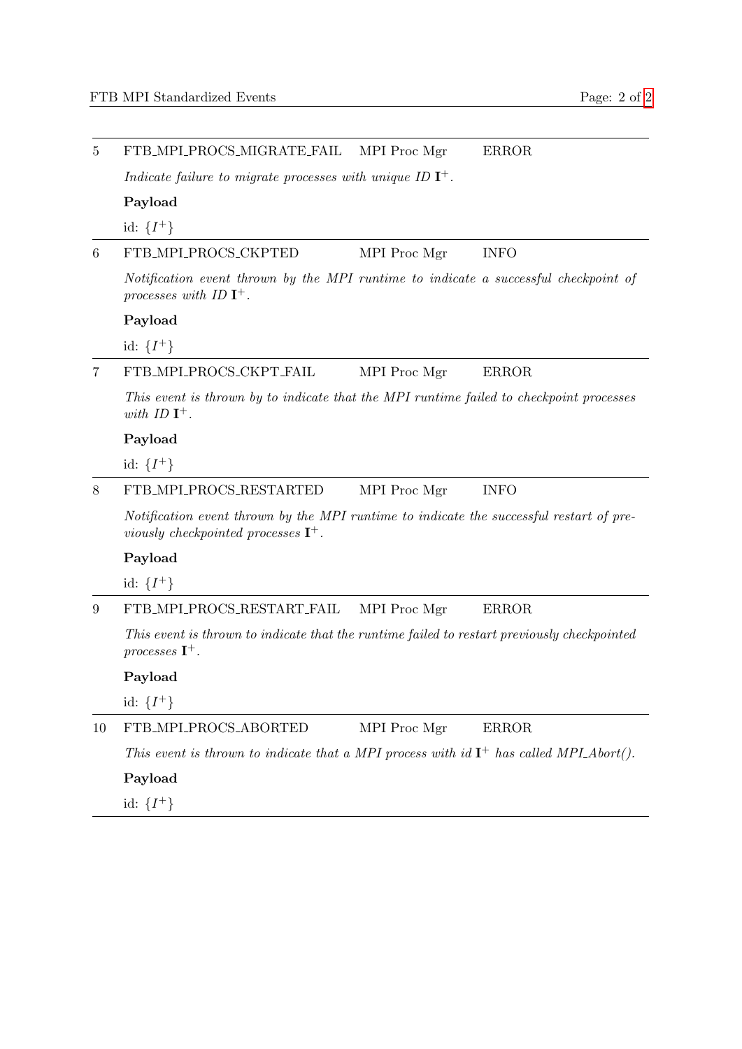| | | | |
|---|---|---|---|
| 5 | FTB_MPI_PROCS_MIGRATE_FAIL | MPI Proc Mgr | ERROR |

*Indicate failure to migrate processes with unique ID* $\mathbf{I}^+$.

**Payload**

id: $\{I^+\}$

| | | | |
|---|---|---|---|
| 6 | FTB_MPI_PROCS_CKPTED | MPI Proc Mgr | INFO |

*Notification event thrown by the MPI runtime to indicate a successful checkpoint of processes with ID* $\mathbf{I}^+$.

**Payload**

id: $\{I^+\}$

| | | | |
|---|---|---|---|
| 7 | FTB_MPI_PROCS_CKPT_FAIL | MPI Proc Mgr | ERROR |

*This event is thrown by to indicate that the MPI runtime failed to checkpoint processes with ID* $\mathbf{I}^+$.

**Payload**

id: $\{I^+\}$

| | | | |
|---|---|---|---|
| 8 | FTB_MPI_PROCS_RESTARTED | MPI Proc Mgr | INFO |

*Notification event thrown by the MPI runtime to indicate the successful restart of previously checkpointed processes* $\mathbf{I}^+$.

**Payload**

id: $\{I^+\}$

| | | | |
|---|---|---|---|
| 9 | FTB_MPI_PROCS_RESTART_FAIL | MPI Proc Mgr | ERROR |

*This event is thrown to indicate that the runtime failed to restart previously checkpointed processes* $\mathbf{I}^+$.

**Payload**

id: $\{I^+\}$

| | | | |
|---|---|---|---|
| 10 | FTB_MPI_PROCS_ABORTED | MPI Proc Mgr | ERROR |

*This event is thrown to indicate that a MPI process with id* $\mathbf{I}^+$ *has called MPI_Abort().*

**Payload**

id: $\{I^+\}$